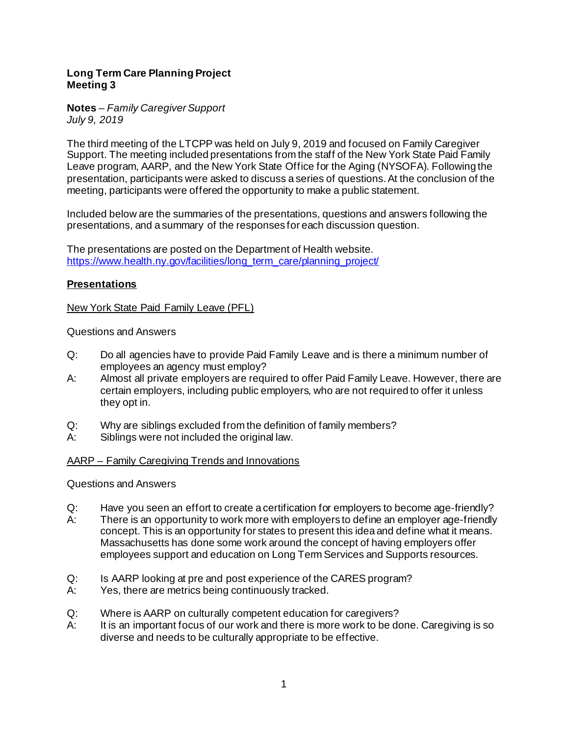**Long Term Care Planning Project**
**Meeting 3**

**Notes** – *Family Caregiver Support*
*July 9, 2019*

The third meeting of the LTCPP was held on July 9, 2019 and focused on Family Caregiver Support. The meeting included presentations from the staff of the New York State Paid Family Leave program, AARP, and the New York State Office for the Aging (NYSOFA). Following the presentation, participants were asked to discuss a series of questions. At the conclusion of the meeting, participants were offered the opportunity to make a public statement.

Included below are the summaries of the presentations, questions and answers following the presentations, and a summary of the responses for each discussion question.

The presentations are posted on the Department of Health website.
https://www.health.ny.gov/facilities/long_term_care/planning_project/

## Presentations

### New York State Paid Family Leave (PFL)

Questions and Answers

Q: Do all agencies have to provide Paid Family Leave and is there a minimum number of employees an agency must employ?
A: Almost all private employers are required to offer Paid Family Leave. However, there are certain employers, including public employers, who are not required to offer it unless they opt in.

Q: Why are siblings excluded from the definition of family members?
A: Siblings were not included the original law.

### AARP – Family Caregiving Trends and Innovations

Questions and Answers

Q: Have you seen an effort to create a certification for employers to become age-friendly?
A: There is an opportunity to work more with employers to define an employer age-friendly concept. This is an opportunity for states to present this idea and define what it means. Massachusetts has done some work around the concept of having employers offer employees support and education on Long Term Services and Supports resources.

Q: Is AARP looking at pre and post experience of the CARES program?
A: Yes, there are metrics being continuously tracked.

Q: Where is AARP on culturally competent education for caregivers?
A: It is an important focus of our work and there is more work to be done. Caregiving is so diverse and needs to be culturally appropriate to be effective.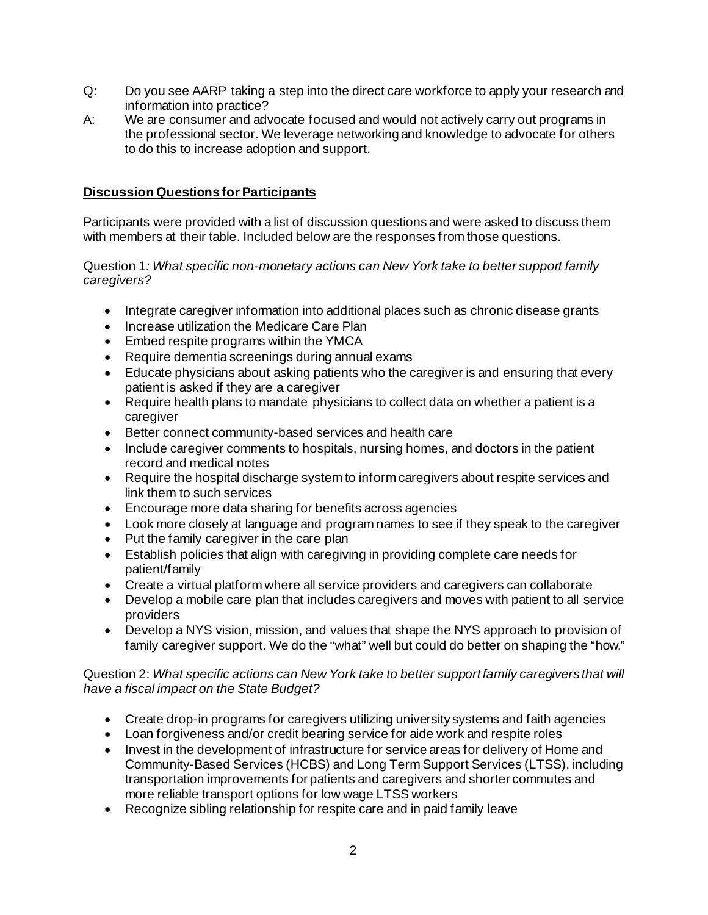Q: Do you see AARP taking a step into the direct care workforce to apply your research and information into practice?

A: We are consumer and advocate focused and would not actively carry out programs in the professional sector. We leverage networking and knowledge to advocate for others to do this to increase adoption and support.

## Discussion Questions for Participants

Participants were provided with a list of discussion questions and were asked to discuss them with members at their table. Included below are the responses from those questions.

Question 1*: What specific non-monetary actions can New York take to better support family caregivers?*

- Integrate caregiver information into additional places such as chronic disease grants
- Increase utilization the Medicare Care Plan
- Embed respite programs within the YMCA
- Require dementia screenings during annual exams
- Educate physicians about asking patients who the caregiver is and ensuring that every patient is asked if they are a caregiver
- Require health plans to mandate physicians to collect data on whether a patient is a caregiver
- Better connect community-based services and health care
- Include caregiver comments to hospitals, nursing homes, and doctors in the patient record and medical notes
- Require the hospital discharge system to inform caregivers about respite services and link them to such services
- Encourage more data sharing for benefits across agencies
- Look more closely at language and program names to see if they speak to the caregiver
- Put the family caregiver in the care plan
- Establish policies that align with caregiving in providing complete care needs for patient/family
- Create a virtual platform where all service providers and caregivers can collaborate
- Develop a mobile care plan that includes caregivers and moves with patient to all service providers
- Develop a NYS vision, mission, and values that shape the NYS approach to provision of family caregiver support. We do the "what" well but could do better on shaping the "how."

Question 2: *What specific actions can New York take to better support family caregivers that will have a fiscal impact on the State Budget?*

- Create drop-in programs for caregivers utilizing university systems and faith agencies
- Loan forgiveness and/or credit bearing service for aide work and respite roles
- Invest in the development of infrastructure for service areas for delivery of Home and Community-Based Services (HCBS) and Long Term Support Services (LTSS), including transportation improvements for patients and caregivers and shorter commutes and more reliable transport options for low wage LTSS workers
- Recognize sibling relationship for respite care and in paid family leave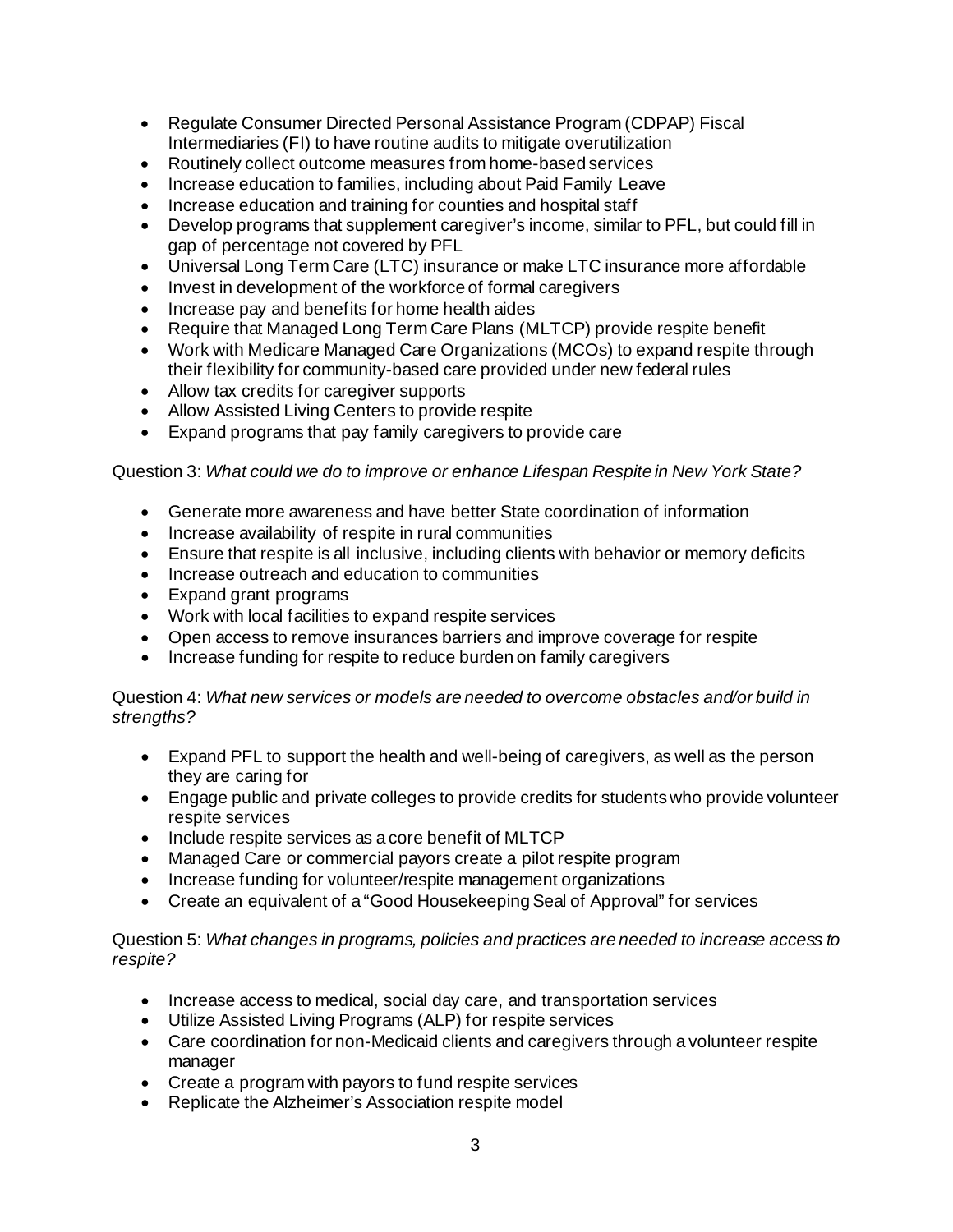- Regulate Consumer Directed Personal Assistance Program (CDPAP) Fiscal Intermediaries (FI) to have routine audits to mitigate overutilization
- Routinely collect outcome measures from home-based services
- Increase education to families, including about Paid Family Leave
- Increase education and training for counties and hospital staff
- Develop programs that supplement caregiver's income, similar to PFL, but could fill in gap of percentage not covered by PFL
- Universal Long Term Care (LTC) insurance or make LTC insurance more affordable
- Invest in development of the workforce of formal caregivers
- Increase pay and benefits for home health aides
- Require that Managed Long Term Care Plans (MLTCP) provide respite benefit
- Work with Medicare Managed Care Organizations (MCOs) to expand respite through their flexibility for community-based care provided under new federal rules
- Allow tax credits for caregiver supports
- Allow Assisted Living Centers to provide respite
- Expand programs that pay family caregivers to provide care

Question 3: *What could we do to improve or enhance Lifespan Respite in New York State?*

- Generate more awareness and have better State coordination of information
- Increase availability of respite in rural communities
- Ensure that respite is all inclusive, including clients with behavior or memory deficits
- Increase outreach and education to communities
- Expand grant programs
- Work with local facilities to expand respite services
- Open access to remove insurances barriers and improve coverage for respite
- Increase funding for respite to reduce burden on family caregivers

Question 4: *What new services or models are needed to overcome obstacles and/or build in strengths?*

- Expand PFL to support the health and well-being of caregivers, as well as the person they are caring for
- Engage public and private colleges to provide credits for students who provide volunteer respite services
- Include respite services as a core benefit of MLTCP
- Managed Care or commercial payors create a pilot respite program
- Increase funding for volunteer/respite management organizations
- Create an equivalent of a "Good Housekeeping Seal of Approval" for services

Question 5: *What changes in programs, policies and practices are needed to increase access to respite?*

- Increase access to medical, social day care, and transportation services
- Utilize Assisted Living Programs (ALP) for respite services
- Care coordination for non-Medicaid clients and caregivers through a volunteer respite manager
- Create a program with payors to fund respite services
- Replicate the Alzheimer's Association respite model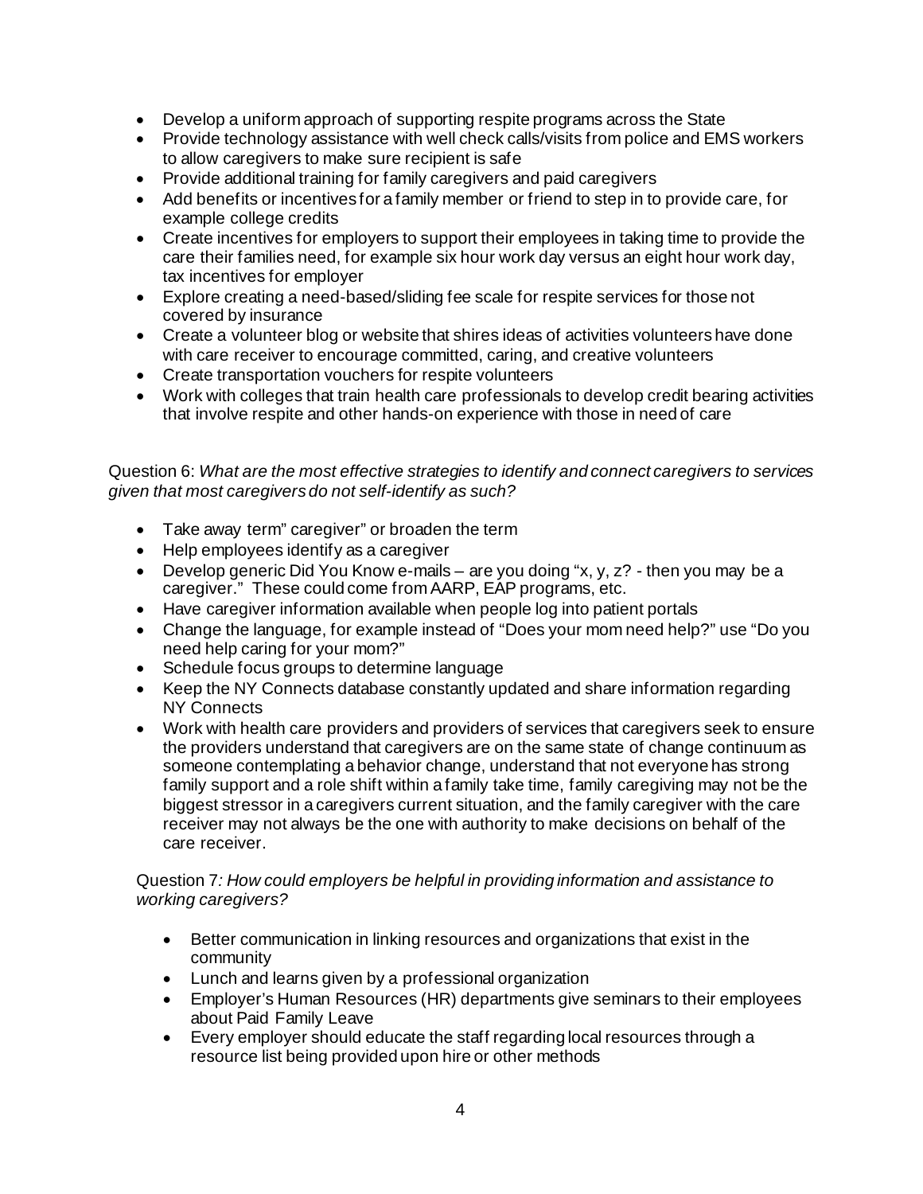- Develop a uniform approach of supporting respite programs across the State
- Provide technology assistance with well check calls/visits from police and EMS workers to allow caregivers to make sure recipient is safe
- Provide additional training for family caregivers and paid caregivers
- Add benefits or incentives for a family member or friend to step in to provide care, for example college credits
- Create incentives for employers to support their employees in taking time to provide the care their families need, for example six hour work day versus an eight hour work day, tax incentives for employer
- Explore creating a need-based/sliding fee scale for respite services for those not covered by insurance
- Create a volunteer blog or website that shires ideas of activities volunteers have done with care receiver to encourage committed, caring, and creative volunteers
- Create transportation vouchers for respite volunteers
- Work with colleges that train health care professionals to develop credit bearing activities that involve respite and other hands-on experience with those in need of care

Question 6: *What are the most effective strategies to identify and connect caregivers to services given that most caregivers do not self-identify as such?*

- Take away term" caregiver" or broaden the term
- Help employees identify as a caregiver
- Develop generic Did You Know e-mails – are you doing "x, y, z? - then you may be a caregiver." These could come from AARP, EAP programs, etc.
- Have caregiver information available when people log into patient portals
- Change the language, for example instead of "Does your mom need help?" use "Do you need help caring for your mom?"
- Schedule focus groups to determine language
- Keep the NY Connects database constantly updated and share information regarding NY Connects
- Work with health care providers and providers of services that caregivers seek to ensure the providers understand that caregivers are on the same state of change continuum as someone contemplating a behavior change, understand that not everyone has strong family support and a role shift within a family take time, family caregiving may not be the biggest stressor in a caregivers current situation, and the family caregiver with the care receiver may not always be the one with authority to make decisions on behalf of the care receiver.

Question 7*: How could employers be helpful in providing information and assistance to working caregivers?*

- Better communication in linking resources and organizations that exist in the community
- Lunch and learns given by a professional organization
- Employer's Human Resources (HR) departments give seminars to their employees about Paid Family Leave
- Every employer should educate the staff regarding local resources through a resource list being provided upon hire or other methods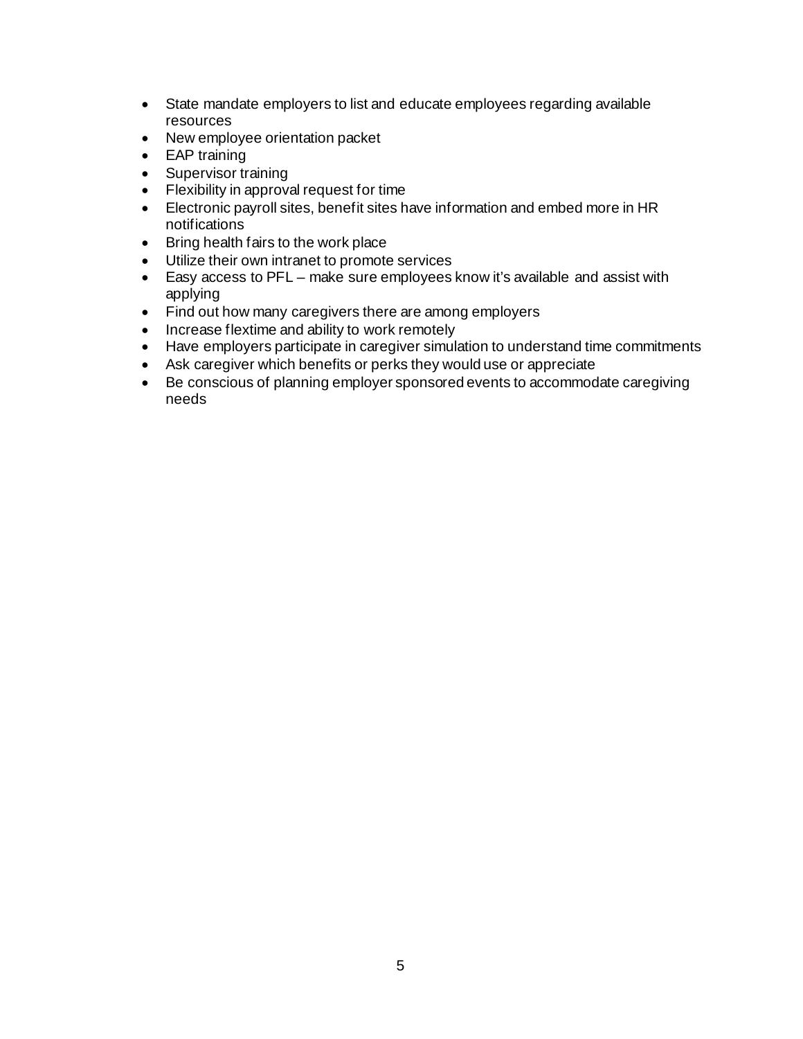- State mandate employers to list and educate employees regarding available resources
- New employee orientation packet
- EAP training
- Supervisor training
- Flexibility in approval request for time
- Electronic payroll sites, benefit sites have information and embed more in HR notifications
- Bring health fairs to the work place
- Utilize their own intranet to promote services
- Easy access to PFL – make sure employees know it's available and assist with applying
- Find out how many caregivers there are among employers
- Increase flextime and ability to work remotely
- Have employers participate in caregiver simulation to understand time commitments
- Ask caregiver which benefits or perks they would use or appreciate
- Be conscious of planning employer sponsored events to accommodate caregiving needs